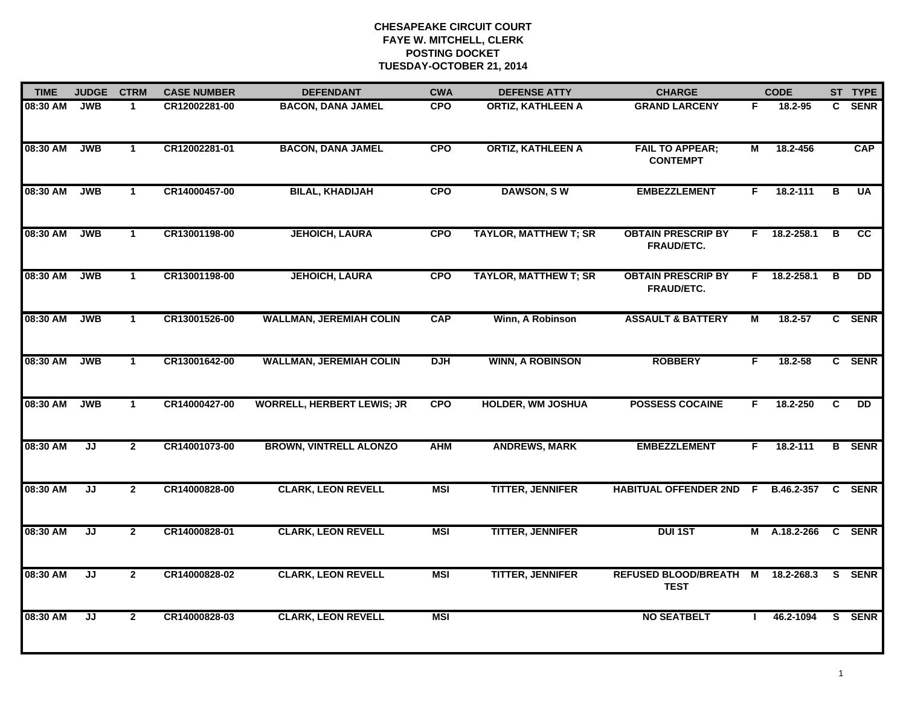**CHESAPEAKE CIRCUIT COURT**
**FAYE W. MITCHELL, CLERK**
**POSTING DOCKET**
**TUESDAY-OCTOBER 21, 2014**

| TIME | JUDGE | CTRM | CASE NUMBER | DEFENDANT | CWA | DEFENSE ATTY | CHARGE | | CODE | ST | TYPE |
|---|---|---|---|---|---|---|---|---|---|---|---|
| 08:30 AM | JWB | 1 | CR12002281-00 | BACON, DANA JAMEL | CPO | ORTIZ, KATHLEEN A | GRAND LARCENY | F | 18.2-95 | C | SENR |
| 08:30 AM | JWB | 1 | CR12002281-01 | BACON, DANA JAMEL | CPO | ORTIZ, KATHLEEN A | FAIL TO APPEAR; CONTEMPT | M | 18.2-456 | | CAP |
| 08:30 AM | JWB | 1 | CR14000457-00 | BILAL, KHADIJAH | CPO | DAWSON, S W | EMBEZZLEMENT | F | 18.2-111 | B | UA |
| 08:30 AM | JWB | 1 | CR13001198-00 | JEHOICH, LAURA | CPO | TAYLOR, MATTHEW T; SR | OBTAIN PRESCRIP BY FRAUD/ETC. | F | 18.2-258.1 | B | CC |
| 08:30 AM | JWB | 1 | CR13001198-00 | JEHOICH, LAURA | CPO | TAYLOR, MATTHEW T; SR | OBTAIN PRESCRIP BY FRAUD/ETC. | F | 18.2-258.1 | B | DD |
| 08:30 AM | JWB | 1 | CR13001526-00 | WALLMAN, JEREMIAH COLIN | CAP | Winn, A Robinson | ASSAULT & BATTERY | M | 18.2-57 | C | SENR |
| 08:30 AM | JWB | 1 | CR13001642-00 | WALLMAN, JEREMIAH COLIN | DJH | WINN, A ROBINSON | ROBBERY | F | 18.2-58 | C | SENR |
| 08:30 AM | JWB | 1 | CR14000427-00 | WORRELL, HERBERT LEWIS; JR | CPO | HOLDER, WM JOSHUA | POSSESS COCAINE | F | 18.2-250 | C | DD |
| 08:30 AM | JJ | 2 | CR14001073-00 | BROWN, VINTRELL ALONZO | AHM | ANDREWS, MARK | EMBEZZLEMENT | F | 18.2-111 | B | SENR |
| 08:30 AM | JJ | 2 | CR14000828-00 | CLARK, LEON REVELL | MSI | TITTER, JENNIFER | HABITUAL OFFENDER 2ND | F | B.46.2-357 | C | SENR |
| 08:30 AM | JJ | 2 | CR14000828-01 | CLARK, LEON REVELL | MSI | TITTER, JENNIFER | DUI 1ST | M | A.18.2-266 | C | SENR |
| 08:30 AM | JJ | 2 | CR14000828-02 | CLARK, LEON REVELL | MSI | TITTER, JENNIFER | REFUSED BLOOD/BREATH TEST | M | 18.2-268.3 | S | SENR |
| 08:30 AM | JJ | 2 | CR14000828-03 | CLARK, LEON REVELL | MSI | | NO SEATBELT | I | 46.2-1094 | S | SENR |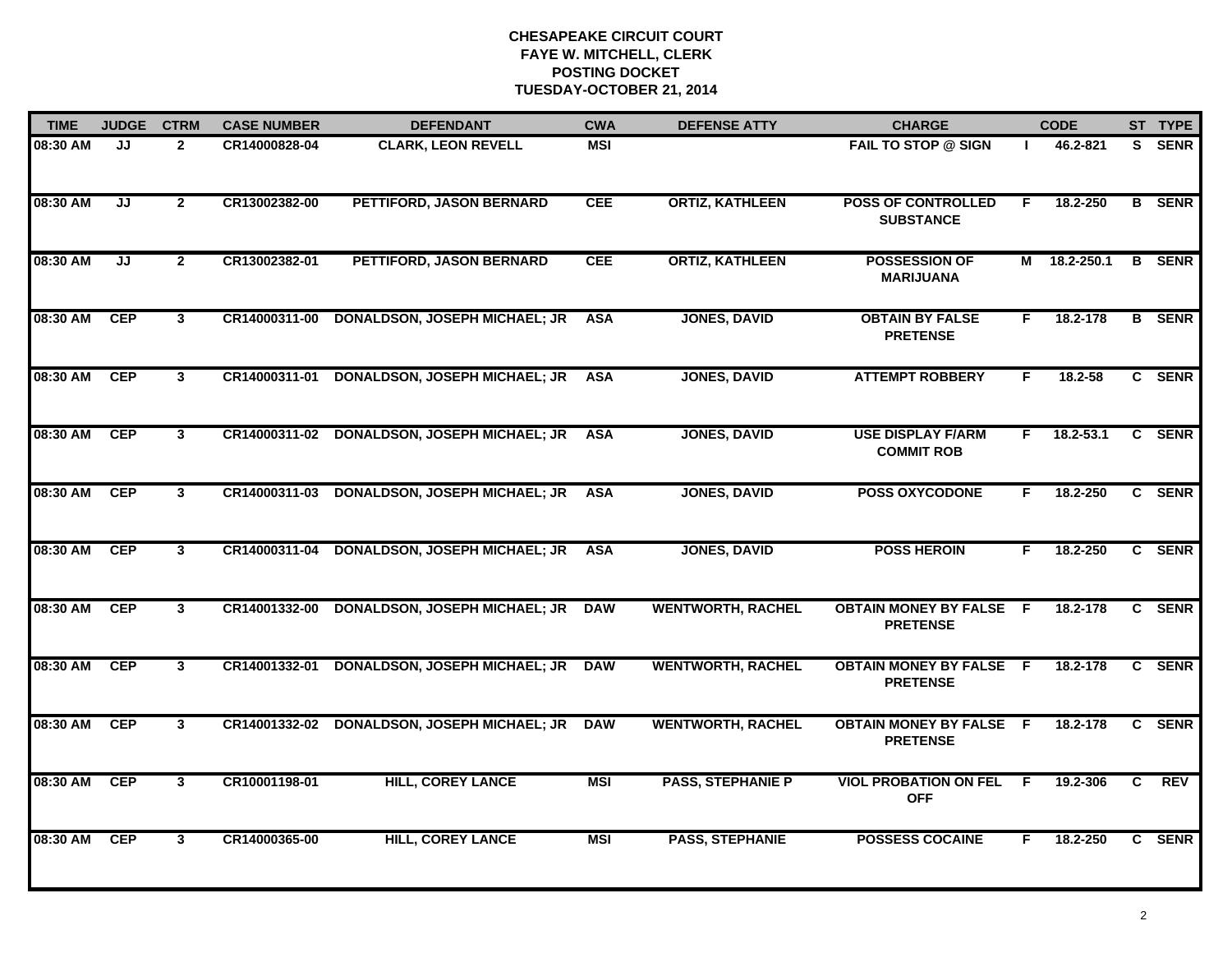# CHESAPEAKE CIRCUIT COURT
## FAYE W. MITCHELL, CLERK
## POSTING DOCKET
## TUESDAY-OCTOBER 21, 2014

| TIME | JUDGE | CTRM | CASE NUMBER | DEFENDANT | CWA | DEFENSE ATTY | CHARGE | | CODE | ST | TYPE |
|---|---|---|---|---|---|---|---|---|---|---|---|
| 08:30 AM | JJ | 2 | CR14000828-04 | CLARK, LEON REVELL | MSI | | FAIL TO STOP @ SIGN | I | 46.2-821 | S | SENR |
| 08:30 AM | JJ | 2 | CR13002382-00 | PETTIFORD, JASON BERNARD | CEE | ORTIZ, KATHLEEN | POSS OF CONTROLLED SUBSTANCE | F | 18.2-250 | B | SENR |
| 08:30 AM | JJ | 2 | CR13002382-01 | PETTIFORD, JASON BERNARD | CEE | ORTIZ, KATHLEEN | POSSESSION OF MARIJUANA | M | 18.2-250.1 | B | SENR |
| 08:30 AM | CEP | 3 | CR14000311-00 | DONALDSON, JOSEPH MICHAEL; JR | ASA | JONES, DAVID | OBTAIN BY FALSE PRETENSE | F | 18.2-178 | B | SENR |
| 08:30 AM | CEP | 3 | CR14000311-01 | DONALDSON, JOSEPH MICHAEL; JR | ASA | JONES, DAVID | ATTEMPT ROBBERY | F | 18.2-58 | C | SENR |
| 08:30 AM | CEP | 3 | CR14000311-02 | DONALDSON, JOSEPH MICHAEL; JR | ASA | JONES, DAVID | USE DISPLAY F/ARM COMMIT ROB | F | 18.2-53.1 | C | SENR |
| 08:30 AM | CEP | 3 | CR14000311-03 | DONALDSON, JOSEPH MICHAEL; JR | ASA | JONES, DAVID | POSS OXYCODONE | F | 18.2-250 | C | SENR |
| 08:30 AM | CEP | 3 | CR14000311-04 | DONALDSON, JOSEPH MICHAEL; JR | ASA | JONES, DAVID | POSS HEROIN | F | 18.2-250 | C | SENR |
| 08:30 AM | CEP | 3 | CR14001332-00 | DONALDSON, JOSEPH MICHAEL; JR | DAW | WENTWORTH, RACHEL | OBTAIN MONEY BY FALSE PRETENSE | F | 18.2-178 | C | SENR |
| 08:30 AM | CEP | 3 | CR14001332-01 | DONALDSON, JOSEPH MICHAEL; JR | DAW | WENTWORTH, RACHEL | OBTAIN MONEY BY FALSE PRETENSE | F | 18.2-178 | C | SENR |
| 08:30 AM | CEP | 3 | CR14001332-02 | DONALDSON, JOSEPH MICHAEL; JR | DAW | WENTWORTH, RACHEL | OBTAIN MONEY BY FALSE PRETENSE | F | 18.2-178 | C | SENR |
| 08:30 AM | CEP | 3 | CR10001198-01 | HILL, COREY LANCE | MSI | PASS, STEPHANIE P | VIOL PROBATION ON FEL OFF | F | 19.2-306 | C | REV |
| 08:30 AM | CEP | 3 | CR14000365-00 | HILL, COREY LANCE | MSI | PASS, STEPHANIE | POSSESS COCAINE | F | 18.2-250 | C | SENR |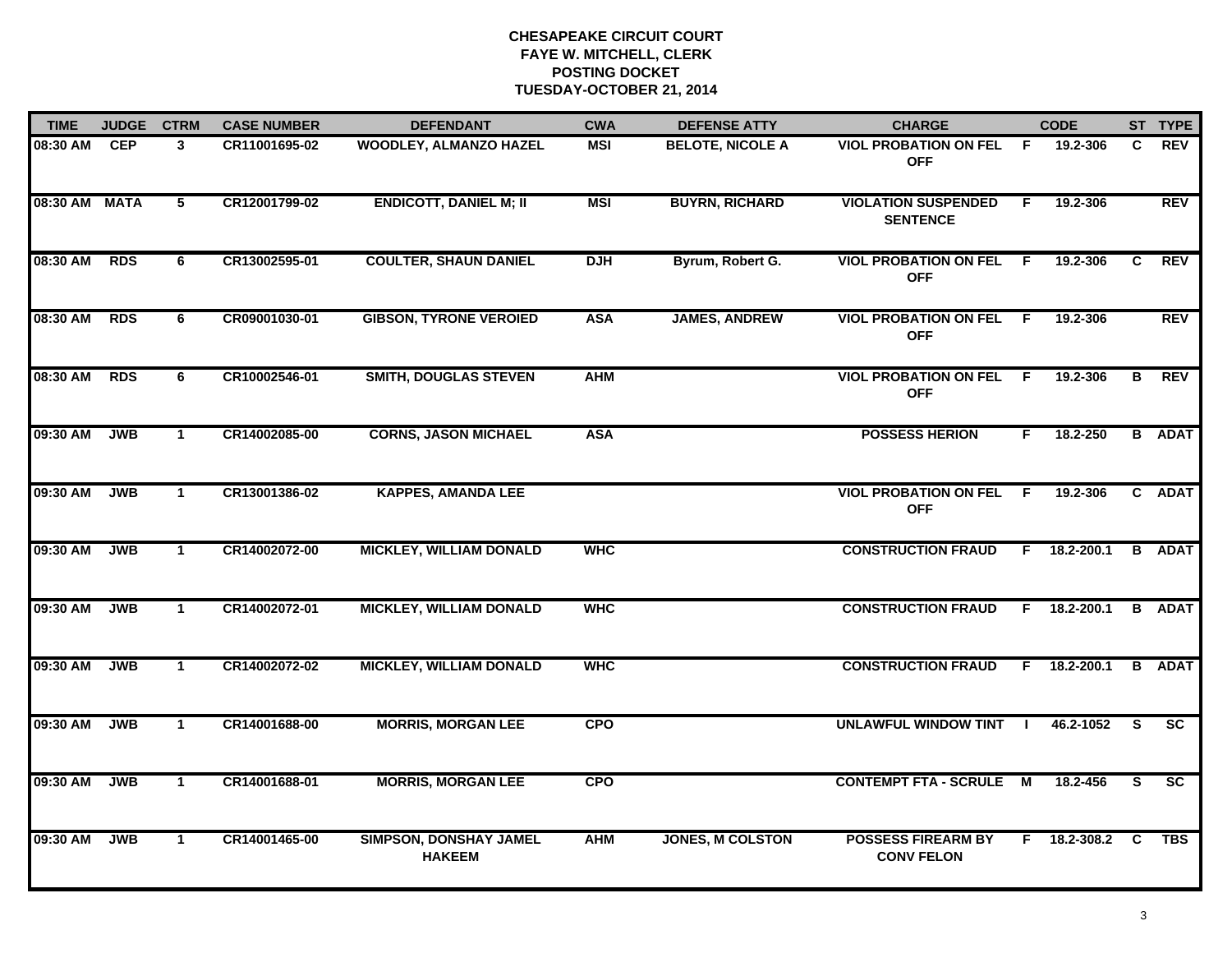# CHESAPEAKE CIRCUIT COURT
## FAYE W. MITCHELL, CLERK
## POSTING DOCKET
## TUESDAY-OCTOBER 21, 2014

| TIME | JUDGE | CTRM | CASE NUMBER | DEFENDANT | CWA | DEFENSE ATTY | CHARGE | | CODE | ST | TYPE |
|---|---|---|---|---|---|---|---|---|---|---|---|
| 08:30 AM | CEP | 3 | CR11001695-02 | WOODLEY, ALMANZO HAZEL | MSI | BELOTE, NICOLE A | VIOL PROBATION ON FEL OFF | F | 19.2-306 | C | REV |
| 08:30 AM | MATA | 5 | CR12001799-02 | ENDICOTT, DANIEL M; II | MSI | BUYRN, RICHARD | VIOLATION SUSPENDED SENTENCE | F | 19.2-306 | | REV |
| 08:30 AM | RDS | 6 | CR13002595-01 | COULTER, SHAUN DANIEL | DJH | Byrum, Robert G. | VIOL PROBATION ON FEL OFF | F | 19.2-306 | C | REV |
| 08:30 AM | RDS | 6 | CR09001030-01 | GIBSON, TYRONE VEROIED | ASA | JAMES, ANDREW | VIOL PROBATION ON FEL OFF | F | 19.2-306 | | REV |
| 08:30 AM | RDS | 6 | CR10002546-01 | SMITH, DOUGLAS STEVEN | AHM | | VIOL PROBATION ON FEL OFF | F | 19.2-306 | B | REV |
| 09:30 AM | JWB | 1 | CR14002085-00 | CORNS, JASON MICHAEL | ASA | | POSSESS HERION | F | 18.2-250 | B | ADAT |
| 09:30 AM | JWB | 1 | CR13001386-02 | KAPPES, AMANDA LEE | | | VIOL PROBATION ON FEL OFF | F | 19.2-306 | C | ADAT |
| 09:30 AM | JWB | 1 | CR14002072-00 | MICKLEY, WILLIAM DONALD | WHC | | CONSTRUCTION FRAUD | F | 18.2-200.1 | B | ADAT |
| 09:30 AM | JWB | 1 | CR14002072-01 | MICKLEY, WILLIAM DONALD | WHC | | CONSTRUCTION FRAUD | F | 18.2-200.1 | B | ADAT |
| 09:30 AM | JWB | 1 | CR14002072-02 | MICKLEY, WILLIAM DONALD | WHC | | CONSTRUCTION FRAUD | F | 18.2-200.1 | B | ADAT |
| 09:30 AM | JWB | 1 | CR14001688-00 | MORRIS, MORGAN LEE | CPO | | UNLAWFUL WINDOW TINT | I | 46.2-1052 | S | SC |
| 09:30 AM | JWB | 1 | CR14001688-01 | MORRIS, MORGAN LEE | CPO | | CONTEMPT FTA - SCRULE | M | 18.2-456 | S | SC |
| 09:30 AM | JWB | 1 | CR14001465-00 | SIMPSON, DONSHAY JAMEL HAKEEM | AHM | JONES, M COLSTON | POSSESS FIREARM BY CONV FELON | F | 18.2-308.2 | C | TBS |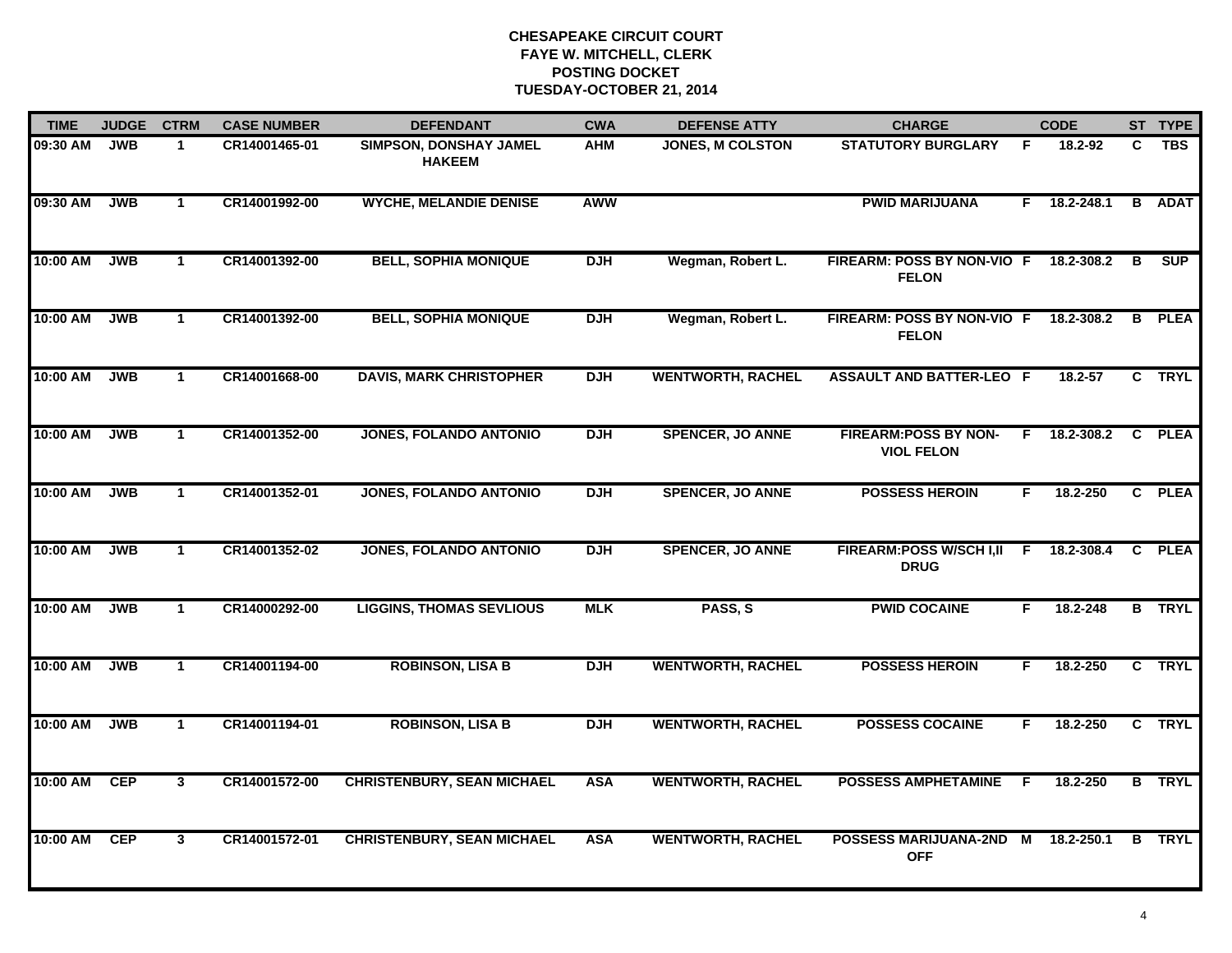# CHESAPEAKE CIRCUIT COURT
## FAYE W. MITCHELL, CLERK
## POSTING DOCKET
## TUESDAY-OCTOBER 21, 2014

| TIME | JUDGE | CTRM | CASE NUMBER | DEFENDANT | CWA | DEFENSE ATTY | CHARGE | | CODE | ST | TYPE |
|---|---|---|---|---|---|---|---|---|---|---|---|
| 09:30 AM | JWB | 1 | CR14001465-01 | SIMPSON, DONSHAY JAMEL HAKEEM | AHM | JONES, M COLSTON | STATUTORY BURGLARY | F | 18.2-92 | C | TBS |
| 09:30 AM | JWB | 1 | CR14001992-00 | WYCHE, MELANDIE DENISE | AWW | | PWID MARIJUANA | F | 18.2-248.1 | B | ADAT |
| 10:00 AM | JWB | 1 | CR14001392-00 | BELL, SOPHIA MONIQUE | DJH | Wegman, Robert L. | FIREARM: POSS BY NON-VIO FELON | F | 18.2-308.2 | B | SUP |
| 10:00 AM | JWB | 1 | CR14001392-00 | BELL, SOPHIA MONIQUE | DJH | Wegman, Robert L. | FIREARM: POSS BY NON-VIO FELON | F | 18.2-308.2 | B | PLEA |
| 10:00 AM | JWB | 1 | CR14001668-00 | DAVIS, MARK CHRISTOPHER | DJH | WENTWORTH, RACHEL | ASSAULT AND BATTER-LEO | F | 18.2-57 | C | TRYL |
| 10:00 AM | JWB | 1 | CR14001352-00 | JONES, FOLANDO ANTONIO | DJH | SPENCER, JO ANNE | FIREARM:POSS BY NON-VIOL FELON | F | 18.2-308.2 | C | PLEA |
| 10:00 AM | JWB | 1 | CR14001352-01 | JONES, FOLANDO ANTONIO | DJH | SPENCER, JO ANNE | POSSESS HEROIN | F | 18.2-250 | C | PLEA |
| 10:00 AM | JWB | 1 | CR14001352-02 | JONES, FOLANDO ANTONIO | DJH | SPENCER, JO ANNE | FIREARM:POSS W/SCH I,II DRUG | F | 18.2-308.4 | C | PLEA |
| 10:00 AM | JWB | 1 | CR14000292-00 | LIGGINS, THOMAS SEVLIOUS | MLK | PASS, S | PWID COCAINE | F | 18.2-248 | B | TRYL |
| 10:00 AM | JWB | 1 | CR14001194-00 | ROBINSON, LISA B | DJH | WENTWORTH, RACHEL | POSSESS HEROIN | F | 18.2-250 | C | TRYL |
| 10:00 AM | JWB | 1 | CR14001194-01 | ROBINSON, LISA B | DJH | WENTWORTH, RACHEL | POSSESS COCAINE | F | 18.2-250 | C | TRYL |
| 10:00 AM | CEP | 3 | CR14001572-00 | CHRISTENBURY, SEAN MICHAEL | ASA | WENTWORTH, RACHEL | POSSESS AMPHETAMINE | F | 18.2-250 | B | TRYL |
| 10:00 AM | CEP | 3 | CR14001572-01 | CHRISTENBURY, SEAN MICHAEL | ASA | WENTWORTH, RACHEL | POSSESS MARIJUANA-2ND OFF | M | 18.2-250.1 | B | TRYL |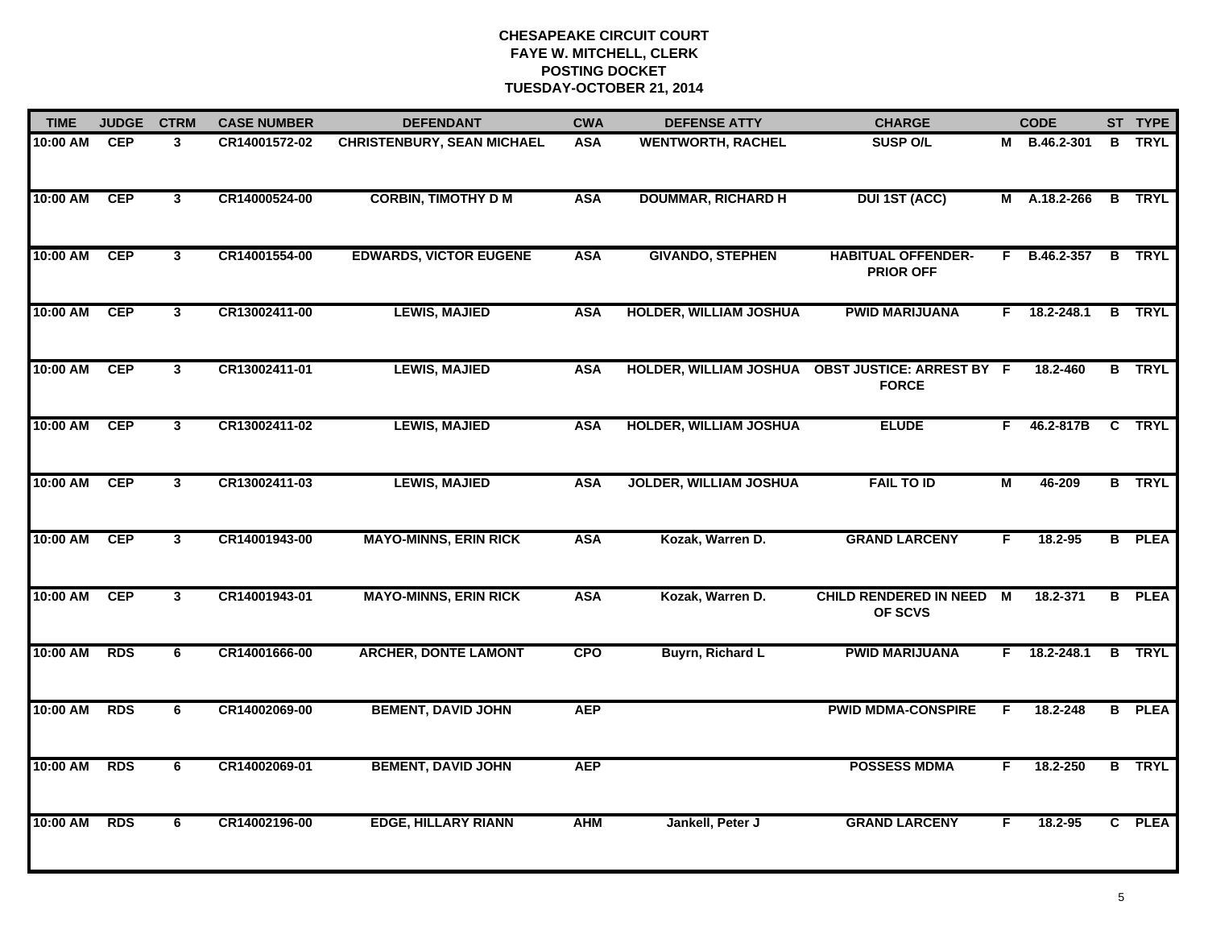**CHESAPEAKE CIRCUIT COURT**
**FAYE W. MITCHELL, CLERK**
**POSTING DOCKET**
**TUESDAY-OCTOBER 21, 2014**

| TIME | JUDGE | CTRM | CASE NUMBER | DEFENDANT | CWA | DEFENSE ATTY | CHARGE | | CODE | ST | TYPE |
|---|---|---|---|---|---|---|---|---|---|---|---|
| 10:00 AM | CEP | 3 | CR14001572-02 | CHRISTENBURY, SEAN MICHAEL | ASA | WENTWORTH, RACHEL | SUSP O/L | M | B.46.2-301 | B | TRYL |
| 10:00 AM | CEP | 3 | CR14000524-00 | CORBIN, TIMOTHY D M | ASA | DOUMMAR, RICHARD H | DUI 1ST (ACC) | M | A.18.2-266 | B | TRYL |
| 10:00 AM | CEP | 3 | CR14001554-00 | EDWARDS, VICTOR EUGENE | ASA | GIVANDO, STEPHEN | HABITUAL OFFENDER-PRIOR OFF | F | B.46.2-357 | B | TRYL |
| 10:00 AM | CEP | 3 | CR13002411-00 | LEWIS, MAJIED | ASA | HOLDER, WILLIAM JOSHUA | PWID MARIJUANA | F | 18.2-248.1 | B | TRYL |
| 10:00 AM | CEP | 3 | CR13002411-01 | LEWIS, MAJIED | ASA | HOLDER, WILLIAM JOSHUA | OBST JUSTICE: ARREST BY FORCE | F | 18.2-460 | B | TRYL |
| 10:00 AM | CEP | 3 | CR13002411-02 | LEWIS, MAJIED | ASA | HOLDER, WILLIAM JOSHUA | ELUDE | F | 46.2-817B | C | TRYL |
| 10:00 AM | CEP | 3 | CR13002411-03 | LEWIS, MAJIED | ASA | JOLDER, WILLIAM JOSHUA | FAIL TO ID | M | 46-209 | B | TRYL |
| 10:00 AM | CEP | 3 | CR14001943-00 | MAYO-MINNS, ERIN RICK | ASA | Kozak, Warren D. | GRAND LARCENY | F | 18.2-95 | B | PLEA |
| 10:00 AM | CEP | 3 | CR14001943-01 | MAYO-MINNS, ERIN RICK | ASA | Kozak, Warren D. | CHILD RENDERED IN NEED OF SCVS | M | 18.2-371 | B | PLEA |
| 10:00 AM | RDS | 6 | CR14001666-00 | ARCHER, DONTE LAMONT | CPO | Buyrn, Richard L | PWID MARIJUANA | F | 18.2-248.1 | B | TRYL |
| 10:00 AM | RDS | 6 | CR14002069-00 | BEMENT, DAVID JOHN | AEP | | PWID MDMA-CONSPIRE | F | 18.2-248 | B | PLEA |
| 10:00 AM | RDS | 6 | CR14002069-01 | BEMENT, DAVID JOHN | AEP | | POSSESS MDMA | F | 18.2-250 | B | TRYL |
| 10:00 AM | RDS | 6 | CR14002196-00 | EDGE, HILLARY RIANN | AHM | Jankell, Peter J | GRAND LARCENY | F | 18.2-95 | C | PLEA |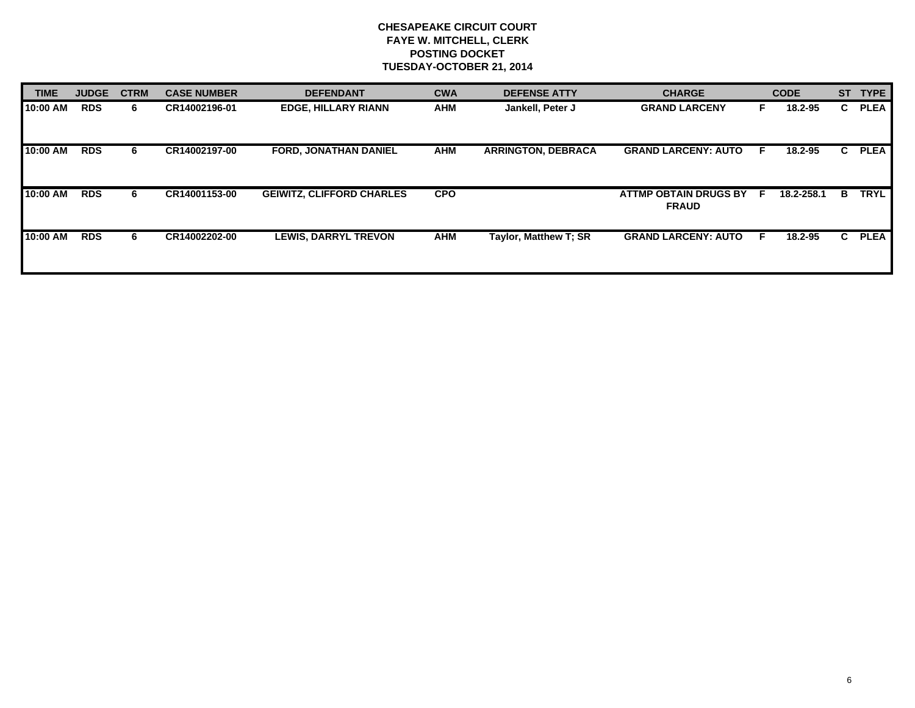**CHESAPEAKE CIRCUIT COURT**
**FAYE W. MITCHELL, CLERK**
**POSTING DOCKET**
**TUESDAY-OCTOBER 21, 2014**

| TIME | JUDGE | CTRM | CASE NUMBER | DEFENDANT | CWA | DEFENSE ATTY | CHARGE | | CODE | ST | TYPE |
|---|---|---|---|---|---|---|---|---|---|---|---|
| 10:00 AM | RDS | 6 | CR14002196-01 | EDGE, HILLARY RIANN | AHM | Jankell, Peter J | GRAND LARCENY | F | 18.2-95 | C | PLEA |
| 10:00 AM | RDS | 6 | CR14002197-00 | FORD, JONATHAN DANIEL | AHM | ARRINGTON, DEBRACA | GRAND LARCENY: AUTO | F | 18.2-95 | C | PLEA |
| 10:00 AM | RDS | 6 | CR14001153-00 | GEIWITZ, CLIFFORD CHARLES | CPO | | ATTMP OBTAIN DRUGS BY FRAUD | F | 18.2-258.1 | B | TRYL |
| 10:00 AM | RDS | 6 | CR14002202-00 | LEWIS, DARRYL TREVON | AHM | Taylor, Matthew T; SR | GRAND LARCENY: AUTO | F | 18.2-95 | C | PLEA |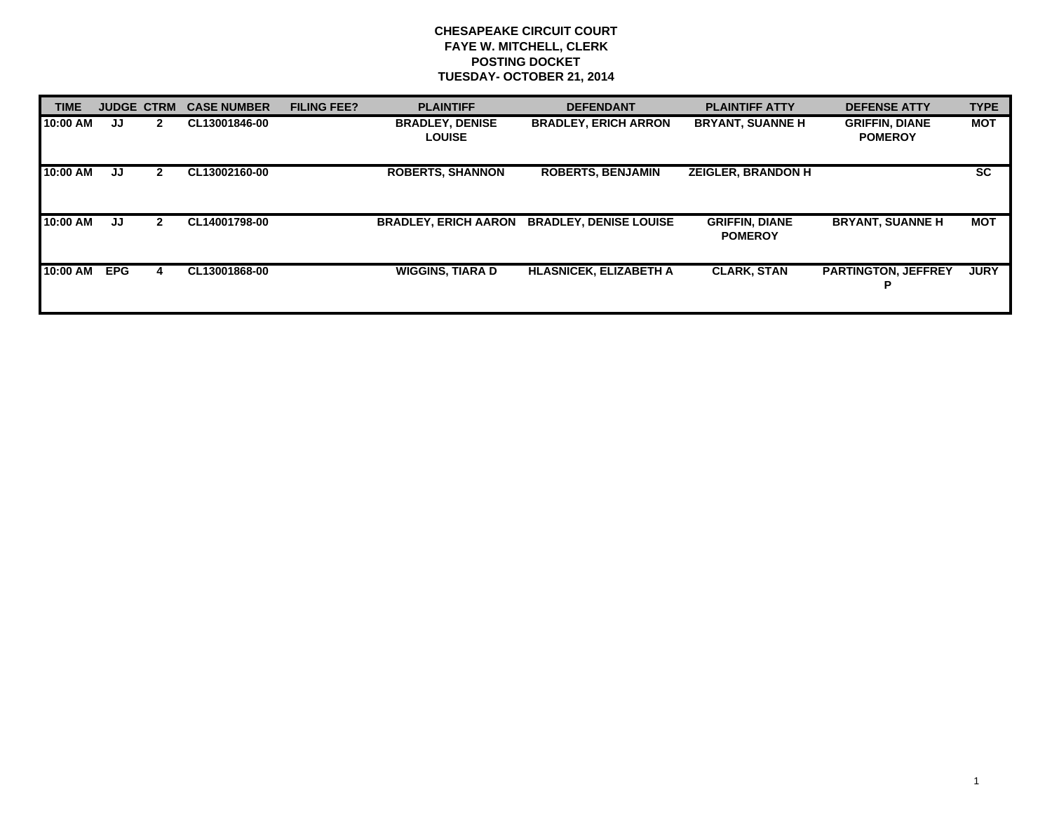**CHESAPEAKE CIRCUIT COURT**
**FAYE W. MITCHELL, CLERK**
**POSTING DOCKET**
**TUESDAY- OCTOBER 21, 2014**

| TIME | JUDGE | CTRM | CASE NUMBER | FILING FEE? | PLAINTIFF | DEFENDANT | PLAINTIFF ATTY | DEFENSE ATTY | TYPE |
|---|---|---|---|---|---|---|---|---|---|
| 10:00 AM | JJ | 2 | CL13001846-00 | | BRADLEY, DENISE LOUISE | BRADLEY, ERICH ARRON | BRYANT, SUANNE H | GRIFFIN, DIANE POMEROY | MOT |
| 10:00 AM | JJ | 2 | CL13002160-00 | | ROBERTS, SHANNON | ROBERTS, BENJAMIN | ZEIGLER, BRANDON H | | SC |
| 10:00 AM | JJ | 2 | CL14001798-00 | | BRADLEY, ERICH AARON | BRADLEY, DENISE LOUISE | GRIFFIN, DIANE POMEROY | BRYANT, SUANNE H | MOT |
| 10:00 AM | EPG | 4 | CL13001868-00 | | WIGGINS, TIARA D | HLASNICEK, ELIZABETH A | CLARK, STAN | PARTINGTON, JEFFREY P | JURY |